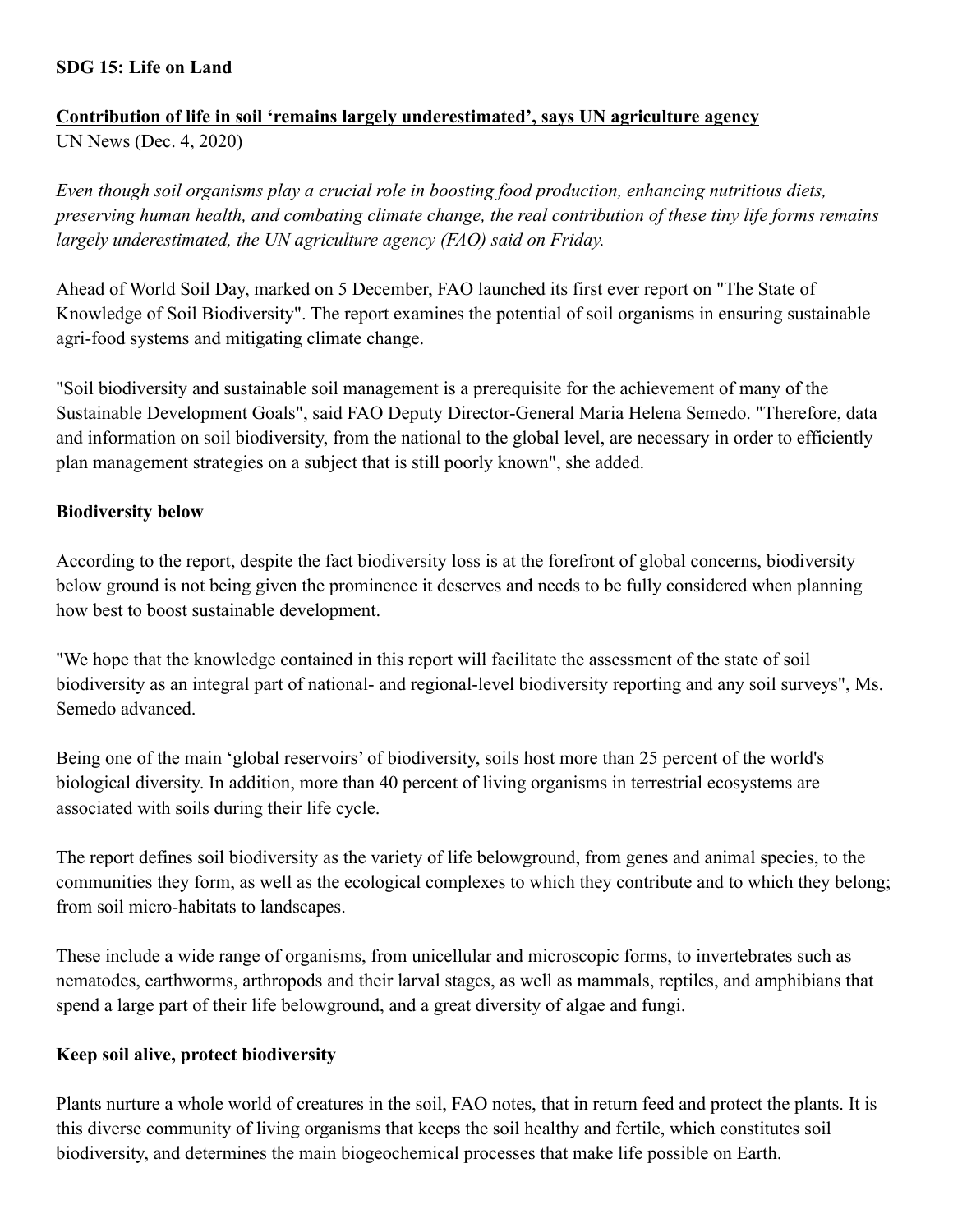**SDG 15: Life on Land**

**Contribution of life in soil 'remains largely underestimated', says UN agriculture agency**
UN News (Dec. 4, 2020)

*Even though soil organisms play a crucial role in boosting food production, enhancing nutritious diets, preserving human health, and combating climate change, the real contribution of these tiny life forms remains largely underestimated, the UN agriculture agency (FAO) said on Friday.*

Ahead of World Soil Day, marked on 5 December, FAO launched its first ever report on "The State of Knowledge of Soil Biodiversity". The report examines the potential of soil organisms in ensuring sustainable agri-food systems and mitigating climate change.

"Soil biodiversity and sustainable soil management is a prerequisite for the achievement of many of the Sustainable Development Goals", said FAO Deputy Director-General Maria Helena Semedo. "Therefore, data and information on soil biodiversity, from the national to the global level, are necessary in order to efficiently plan management strategies on a subject that is still poorly known", she added.

**Biodiversity below**

According to the report, despite the fact biodiversity loss is at the forefront of global concerns, biodiversity below ground is not being given the prominence it deserves and needs to be fully considered when planning how best to boost sustainable development.

"We hope that the knowledge contained in this report will facilitate the assessment of the state of soil biodiversity as an integral part of national- and regional-level biodiversity reporting and any soil surveys", Ms. Semedo advanced.

Being one of the main 'global reservoirs' of biodiversity, soils host more than 25 percent of the world's biological diversity. In addition, more than 40 percent of living organisms in terrestrial ecosystems are associated with soils during their life cycle.

The report defines soil biodiversity as the variety of life belowground, from genes and animal species, to the communities they form, as well as the ecological complexes to which they contribute and to which they belong; from soil micro-habitats to landscapes.

These include a wide range of organisms, from unicellular and microscopic forms, to invertebrates such as nematodes, earthworms, arthropods and their larval stages, as well as mammals, reptiles, and amphibians that spend a large part of their life belowground, and a great diversity of algae and fungi.

**Keep soil alive, protect biodiversity**

Plants nurture a whole world of creatures in the soil, FAO notes, that in return feed and protect the plants. It is this diverse community of living organisms that keeps the soil healthy and fertile, which constitutes soil biodiversity, and determines the main biogeochemical processes that make life possible on Earth.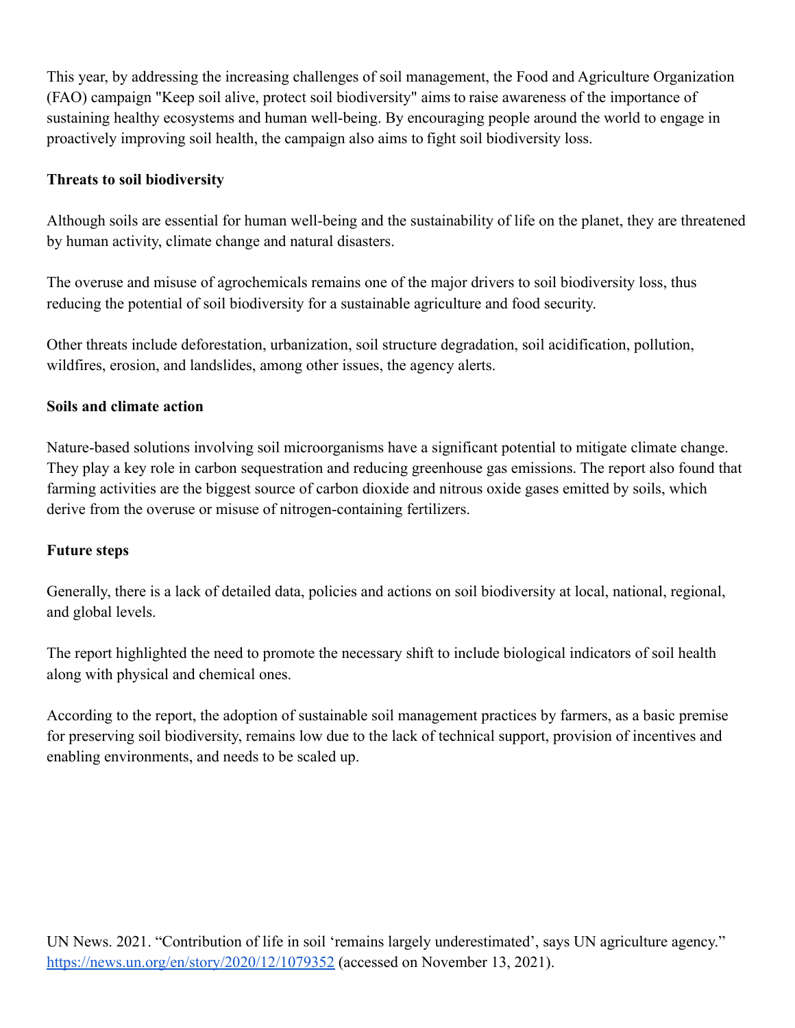This year, by addressing the increasing challenges of soil management, the Food and Agriculture Organization (FAO) campaign "Keep soil alive, protect soil biodiversity" aims to raise awareness of the importance of sustaining healthy ecosystems and human well-being. By encouraging people around the world to engage in proactively improving soil health, the campaign also aims to fight soil biodiversity loss.

**Threats to soil biodiversity**

Although soils are essential for human well-being and the sustainability of life on the planet, they are threatened by human activity, climate change and natural disasters.

The overuse and misuse of agrochemicals remains one of the major drivers to soil biodiversity loss, thus reducing the potential of soil biodiversity for a sustainable agriculture and food security.

Other threats include deforestation, urbanization, soil structure degradation, soil acidification, pollution, wildfires, erosion, and landslides, among other issues, the agency alerts.

**Soils and climate action**

Nature-based solutions involving soil microorganisms have a significant potential to mitigate climate change. They play a key role in carbon sequestration and reducing greenhouse gas emissions. The report also found that farming activities are the biggest source of carbon dioxide and nitrous oxide gases emitted by soils, which derive from the overuse or misuse of nitrogen-containing fertilizers.

**Future steps**

Generally, there is a lack of detailed data, policies and actions on soil biodiversity at local, national, regional, and global levels.

The report highlighted the need to promote the necessary shift to include biological indicators of soil health along with physical and chemical ones.

According to the report, the adoption of sustainable soil management practices by farmers, as a basic premise for preserving soil biodiversity, remains low due to the lack of technical support, provision of incentives and enabling environments, and needs to be scaled up.

UN News. 2021. "Contribution of life in soil 'remains largely underestimated', says UN agriculture agency." [https://news.un.org/en/story/2020/12/1079352](https://news.un.org/en/story/2020/12/1079352) (accessed on November 13, 2021).